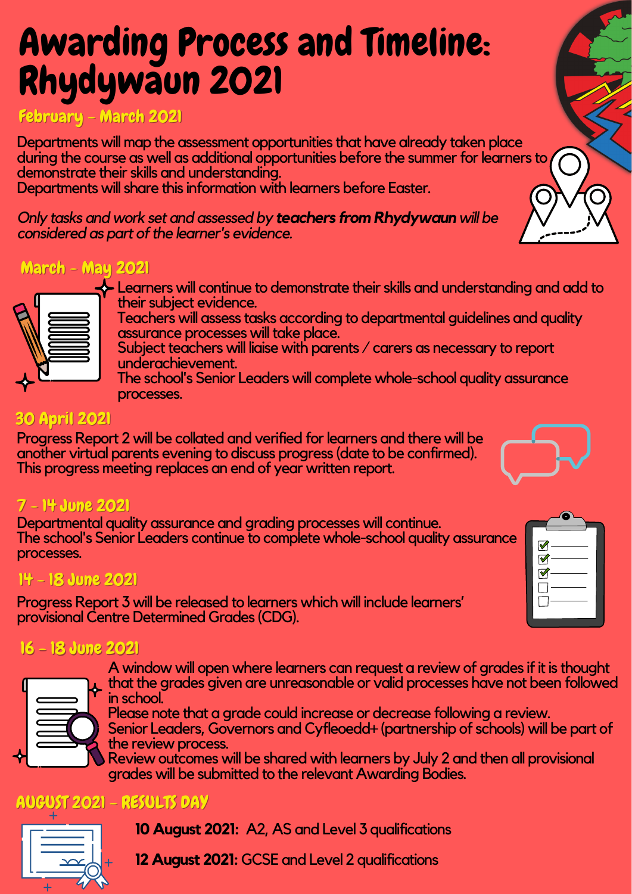# Awarding Process and Timeline: Rhydywaun 2021

## February - March 2021

Departments will map the assessment opportunities that have already taken place during the course as well as additional opportunities before the summer for learners to demonstrate their skills and understanding.
Departments will share this information with learners before Easter.

*Only tasks and work set and assessed by **teachers from Rhydywaun** will be considered as part of the learner's evidence.*

## March - May 2021

Learners will continue to demonstrate their skills and understanding and add to their subject evidence.
Teachers will assess tasks according to departmental guidelines and quality assurance processes will take place.
Subject teachers will liaise with parents / carers as necessary to report underachievement.
The school's Senior Leaders will complete whole-school quality assurance processes.

## 30 April 2021

Progress Report 2 will be collated and verified for learners and there will be another virtual parents evening to discuss progress (date to be confirmed). This progress meeting replaces an end of year written report.

## 7 - 14 June 2021

Departmental quality assurance and grading processes will continue.
The school's Senior Leaders continue to complete whole-school quality assurance processes.

## 14 - 18 June 2021

Progress Report 3 will be released to learners which will include learners' provisional Centre Determined Grades (CDG).

## 16 - 18 June 2021

A window will open where learners can request a review of grades if it is thought that the grades given are unreasonable or valid processes have not been followed in school.
Please note that a grade could increase or decrease following a review.
Senior Leaders, Governors and Cyfleoedd+ (partnership of schools) will be part of the review process.
Review outcomes will be shared with learners by July 2 and then all provisional grades will be submitted to the relevant Awarding Bodies.

## AUGUST 2021 - RESULTS DAY

**10 August 2021:** A2, AS and Level 3 qualifications

**12 August 2021:** GCSE and Level 2 qualifications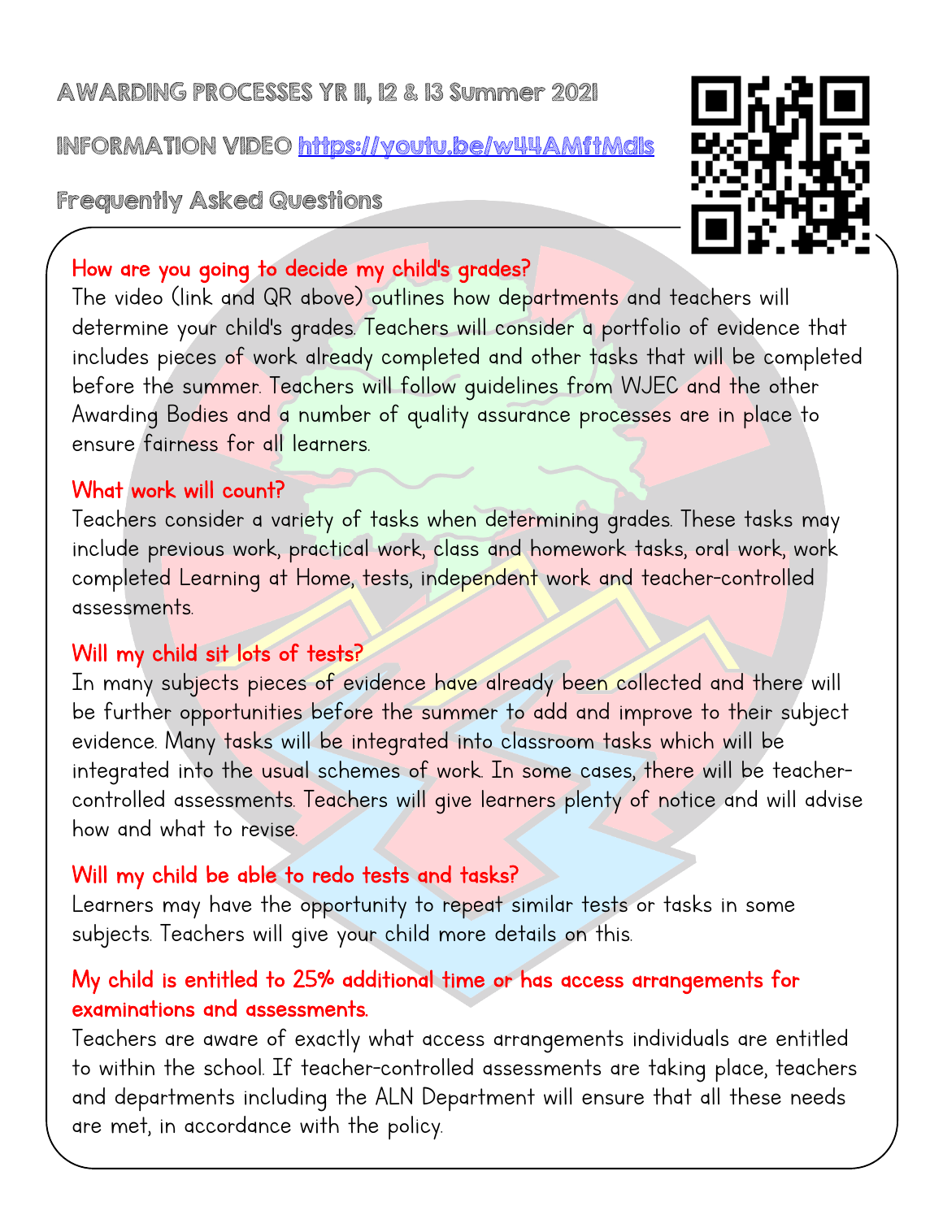# AWARDING PROCESSES YR 11, 12 & 13 Summer 2021

## INFORMATION VIDEO [https://youtu.be/w44AMftMdls](https://youtu.be/w44AMftMdls)

## Frequently Asked Questions

**How are you going to decide my child's grades?**

The video (link and QR above) outlines how departments and teachers will determine your child's grades. Teachers will consider a portfolio of evidence that includes pieces of work already completed and other tasks that will be completed before the summer. Teachers will follow guidelines from WJEC and the other Awarding Bodies and a number of quality assurance processes are in place to ensure fairness for all learners.

**What work will count?**

Teachers consider a variety of tasks when determining grades. These tasks may include previous work, practical work, class and homework tasks, oral work, work completed Learning at Home, tests, independent work and teacher-controlled assessments.

**Will my child sit lots of tests?**

In many subjects pieces of evidence have already been collected and there will be further opportunities before the summer to add and improve to their subject evidence. Many tasks will be integrated into classroom tasks which will be integrated into the usual schemes of work. In some cases, there will be teacher-controlled assessments. Teachers will give learners plenty of notice and will advise how and what to revise.

**Will my child be able to redo tests and tasks?**

Learners may have the opportunity to repeat similar tests or tasks in some subjects. Teachers will give your child more details on this.

**My child is entitled to 25% additional time or has access arrangements for examinations and assessments.**

Teachers are aware of exactly what access arrangements individuals are entitled to within the school. If teacher-controlled assessments are taking place, teachers and departments including the ALN Department will ensure that all these needs are met, in accordance with the policy.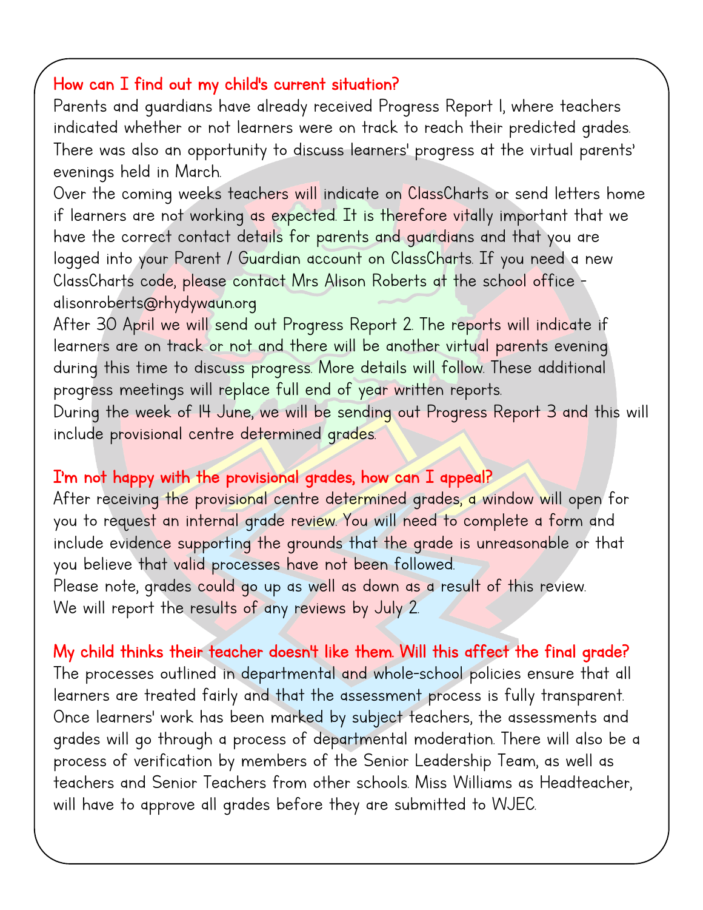## How can I find out my child's current situation?

Parents and guardians have already received Progress Report 1, where teachers indicated whether or not learners were on track to reach their predicted grades. There was also an opportunity to discuss learners' progress at the virtual parents' evenings held in March.

Over the coming weeks teachers will indicate on ClassCharts or send letters home if learners are not working as expected. It is therefore vitally important that we have the correct contact details for parents and guardians and that you are logged into your Parent / Guardian account on ClassCharts. If you need a new ClassCharts code, please contact Mrs Alison Roberts at the school office - alisonroberts@rhydywaun.org

After 30 April we will send out Progress Report 2. The reports will indicate if learners are on track or not and there will be another virtual parents evening during this time to discuss progress. More details will follow. These additional progress meetings will replace full end of year written reports.

During the week of 14 June, we will be sending out Progress Report 3 and this will include provisional centre determined grades.

## I'm not happy with the provisional grades, how can I appeal?

After receiving the provisional centre determined grades, a window will open for you to request an internal grade review. You will need to complete a form and include evidence supporting the grounds that the grade is unreasonable or that you believe that valid processes have not been followed.

Please note, grades could go up as well as down as a result of this review.

We will report the results of any reviews by July 2.

## My child thinks their teacher doesn't like them. Will this affect the final grade?

The processes outlined in departmental and whole-school policies ensure that all learners are treated fairly and that the assessment process is fully transparent. Once learners' work has been marked by subject teachers, the assessments and grades will go through a process of departmental moderation. There will also be a process of verification by members of the Senior Leadership Team, as well as teachers and Senior Teachers from other schools. Miss Williams as Headteacher, will have to approve all grades before they are submitted to WJEC.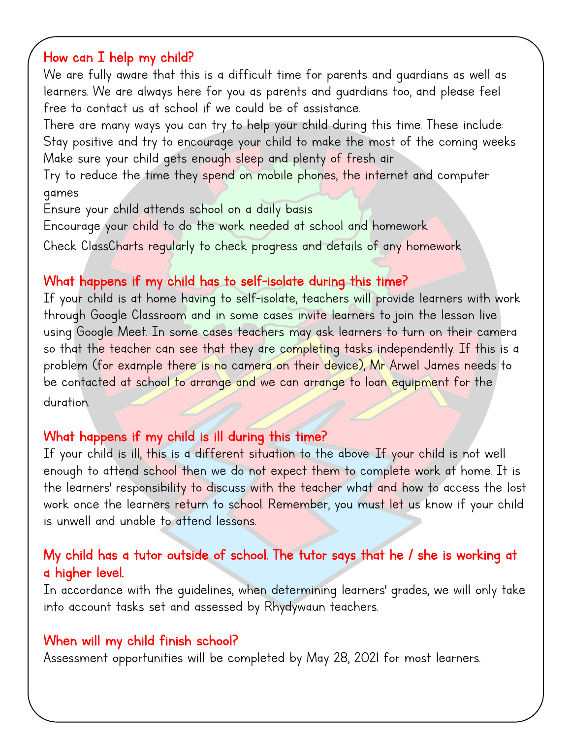## How can I help my child?

We are fully aware that this is a difficult time for parents and guardians as well as learners. We are always here for you as parents and guardians too, and please feel free to contact us at school if we could be of assistance.

There are many ways you can try to help your child during this time. These include:

- Stay positive and try to encourage your child to make the most of the coming weeks
- Make sure your child gets enough sleep and plenty of fresh air
- Try to reduce the time they spend on mobile phones, the internet and computer games
- Ensure your child attends school on a daily basis
- Encourage your child to do the work needed at school and homework
- Check ClassCharts regularly to check progress and details of any homework

## What happens if my child has to self-isolate during this time?

If your child is at home having to self-isolate, teachers will provide learners with work through Google Classroom and in some cases invite learners to join the lesson live using Google Meet. In some cases teachers may ask learners to turn on their camera so that the teacher can see that they are completing tasks independently. If this is a problem (for example there is no camera on their device), Mr Arwel James needs to be contacted at school to arrange and we can arrange to loan equipment for the duration.

## What happens if my child is ill during this time?

If your child is ill, this is a different situation to the above. If your child is not well enough to attend school then we do not expect them to complete work at home. It is the learners' responsibility to discuss with the teacher what and how to access the lost work once the learners return to school. Remember, you must let us know if your child is unwell and unable to attend lessons.

## My child has a tutor outside of school. The tutor says that he / she is working at a higher level.

In accordance with the guidelines, when determining learners' grades, we will only take into account tasks set and assessed by Rhydywaun teachers.

## When will my child finish school?

Assessment opportunities will be completed by May 28, 2021 for most learners.